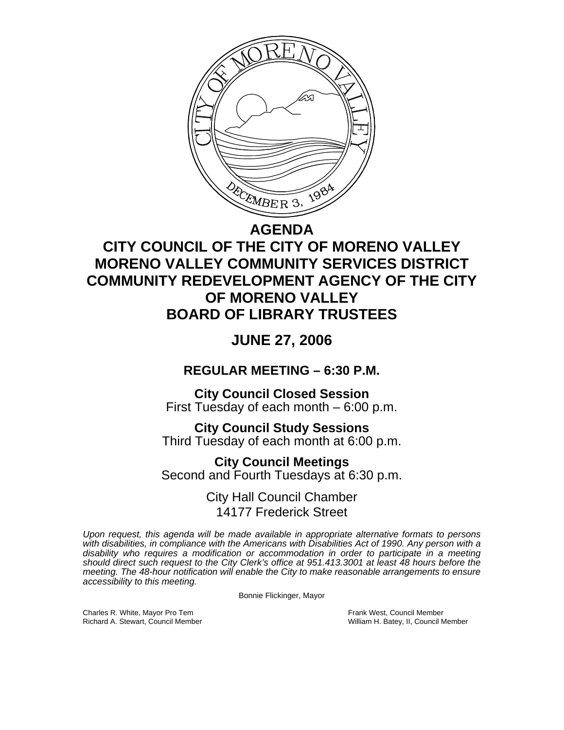# AGENDA

# CITY COUNCIL OF THE CITY OF MORENO VALLEY
# MORENO VALLEY COMMUNITY SERVICES DISTRICT
# COMMUNITY REDEVELOPMENT AGENCY OF THE CITY OF MORENO VALLEY
# BOARD OF LIBRARY TRUSTEES

## JUNE 27, 2006

### REGULAR MEETING – 6:30 P.M.

**City Council Closed Session**
First Tuesday of each month – 6:00 p.m.

**City Council Study Sessions**
Third Tuesday of each month at 6:00 p.m.

**City Council Meetings**
Second and Fourth Tuesdays at 6:30 p.m.

City Hall Council Chamber
14177 Frederick Street

*Upon request, this agenda will be made available in appropriate alternative formats to persons with disabilities, in compliance with the Americans with Disabilities Act of 1990. Any person with a disability who requires a modification or accommodation in order to participate in a meeting should direct such request to the City Clerk's office at 951.413.3001 at least 48 hours before the meeting. The 48-hour notification will enable the City to make reasonable arrangements to ensure accessibility to this meeting.*

Bonnie Flickinger, Mayor

Charles R. White, Mayor Pro Tem
Frank West, Council Member
Richard A. Stewart, Council Member
William H. Batey, II, Council Member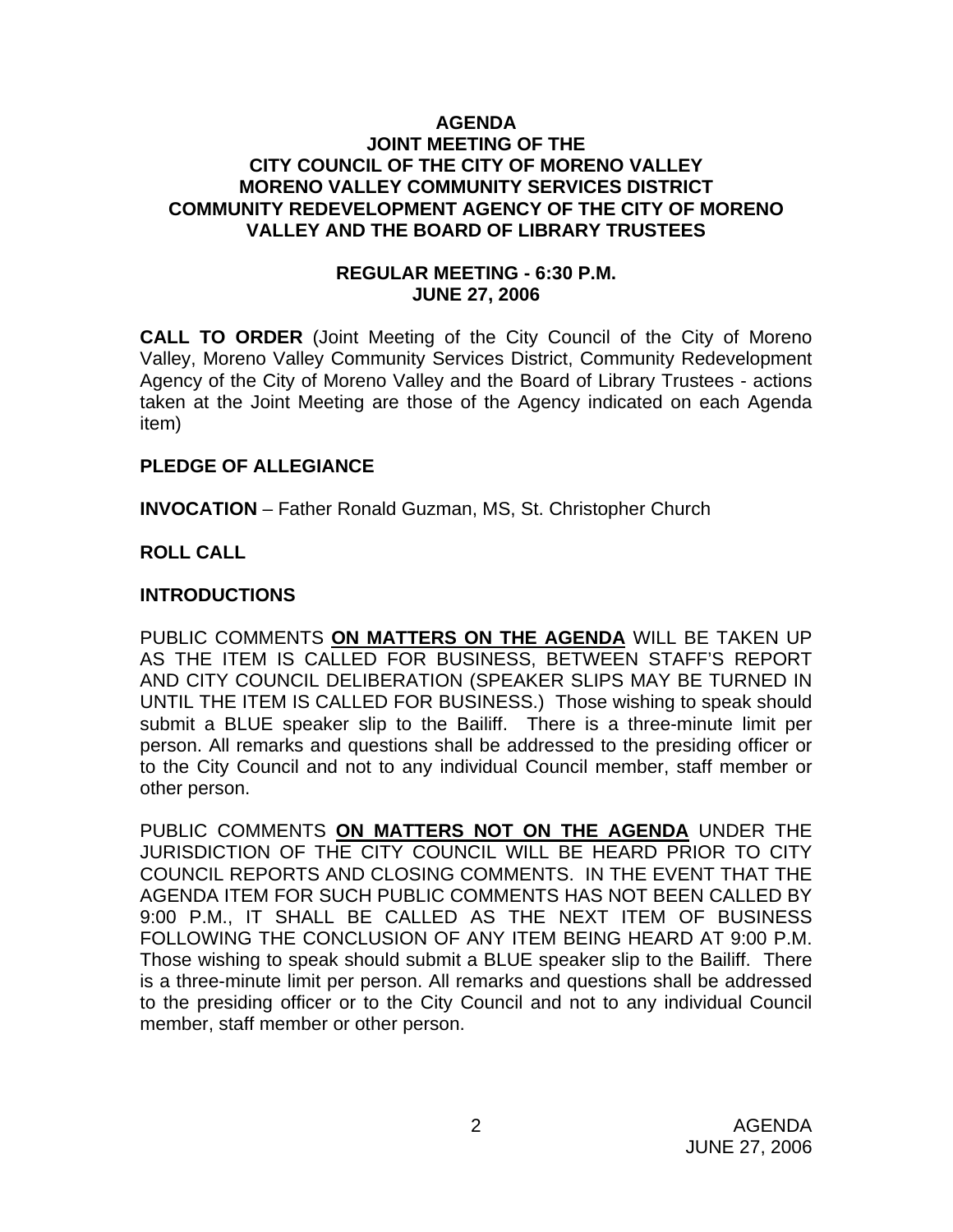**AGENDA**
**JOINT MEETING OF THE**
**CITY COUNCIL OF THE CITY OF MORENO VALLEY**
**MORENO VALLEY COMMUNITY SERVICES DISTRICT**
**COMMUNITY REDEVELOPMENT AGENCY OF THE CITY OF MORENO VALLEY AND THE BOARD OF LIBRARY TRUSTEES**

**REGULAR MEETING - 6:30 P.M.**
**JUNE 27, 2006**

**CALL TO ORDER** (Joint Meeting of the City Council of the City of Moreno Valley, Moreno Valley Community Services District, Community Redevelopment Agency of the City of Moreno Valley and the Board of Library Trustees - actions taken at the Joint Meeting are those of the Agency indicated on each Agenda item)

**PLEDGE OF ALLEGIANCE**

**INVOCATION** – Father Ronald Guzman, MS, St. Christopher Church

**ROLL CALL**

**INTRODUCTIONS**

PUBLIC COMMENTS **ON MATTERS ON THE AGENDA** WILL BE TAKEN UP AS THE ITEM IS CALLED FOR BUSINESS, BETWEEN STAFF'S REPORT AND CITY COUNCIL DELIBERATION (SPEAKER SLIPS MAY BE TURNED IN UNTIL THE ITEM IS CALLED FOR BUSINESS.) Those wishing to speak should submit a BLUE speaker slip to the Bailiff. There is a three-minute limit per person. All remarks and questions shall be addressed to the presiding officer or to the City Council and not to any individual Council member, staff member or other person.

PUBLIC COMMENTS **ON MATTERS NOT ON THE AGENDA** UNDER THE JURISDICTION OF THE CITY COUNCIL WILL BE HEARD PRIOR TO CITY COUNCIL REPORTS AND CLOSING COMMENTS. IN THE EVENT THAT THE AGENDA ITEM FOR SUCH PUBLIC COMMENTS HAS NOT BEEN CALLED BY 9:00 P.M., IT SHALL BE CALLED AS THE NEXT ITEM OF BUSINESS FOLLOWING THE CONCLUSION OF ANY ITEM BEING HEARD AT 9:00 P.M. Those wishing to speak should submit a BLUE speaker slip to the Bailiff. There is a three-minute limit per person. All remarks and questions shall be addressed to the presiding officer or to the City Council and not to any individual Council member, staff member or other person.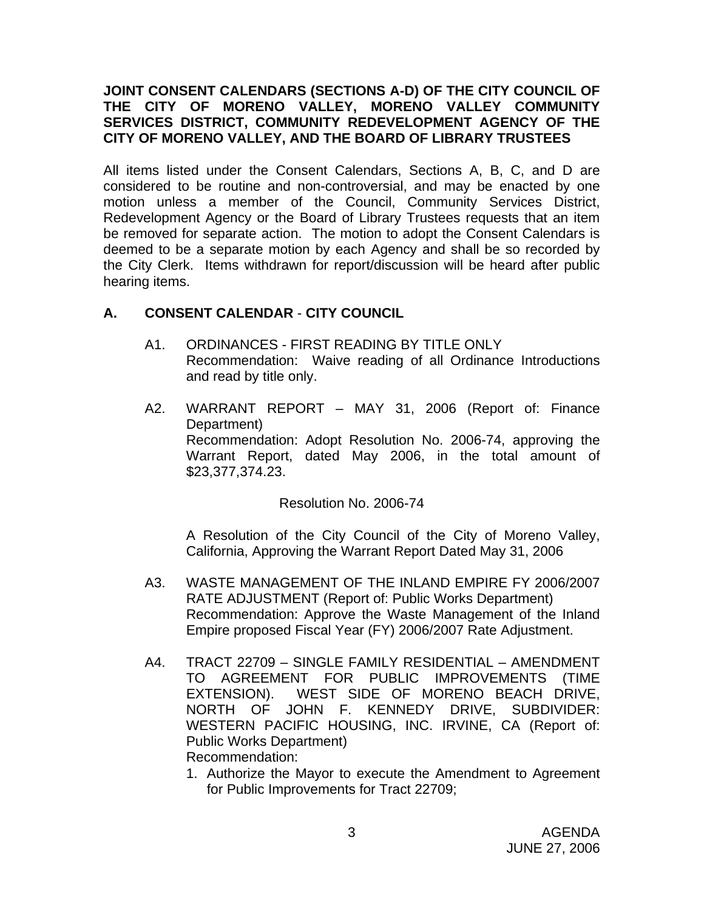**JOINT CONSENT CALENDARS (SECTIONS A-D) OF THE CITY COUNCIL OF THE CITY OF MORENO VALLEY, MORENO VALLEY COMMUNITY SERVICES DISTRICT, COMMUNITY REDEVELOPMENT AGENCY OF THE CITY OF MORENO VALLEY, AND THE BOARD OF LIBRARY TRUSTEES**

All items listed under the Consent Calendars, Sections A, B, C, and D are considered to be routine and non-controversial, and may be enacted by one motion unless a member of the Council, Community Services District, Redevelopment Agency or the Board of Library Trustees requests that an item be removed for separate action. The motion to adopt the Consent Calendars is deemed to be a separate motion by each Agency and shall be so recorded by the City Clerk. Items withdrawn for report/discussion will be heard after public hearing items.

## A. CONSENT CALENDAR - CITY COUNCIL

A1. ORDINANCES - FIRST READING BY TITLE ONLY
Recommendation: Waive reading of all Ordinance Introductions and read by title only.

A2. WARRANT REPORT – MAY 31, 2006 (Report of: Finance Department)
Recommendation: Adopt Resolution No. 2006-74, approving the Warrant Report, dated May 2006, in the total amount of $23,377,374.23.

Resolution No. 2006-74

A Resolution of the City Council of the City of Moreno Valley, California, Approving the Warrant Report Dated May 31, 2006

A3. WASTE MANAGEMENT OF THE INLAND EMPIRE FY 2006/2007 RATE ADJUSTMENT (Report of: Public Works Department)
Recommendation: Approve the Waste Management of the Inland Empire proposed Fiscal Year (FY) 2006/2007 Rate Adjustment.

A4. TRACT 22709 – SINGLE FAMILY RESIDENTIAL – AMENDMENT TO AGREEMENT FOR PUBLIC IMPROVEMENTS (TIME EXTENSION). WEST SIDE OF MORENO BEACH DRIVE, NORTH OF JOHN F. KENNEDY DRIVE, SUBDIVIDER: WESTERN PACIFIC HOUSING, INC. IRVINE, CA (Report of: Public Works Department)
Recommendation:

1. Authorize the Mayor to execute the Amendment to Agreement for Public Improvements for Tract 22709;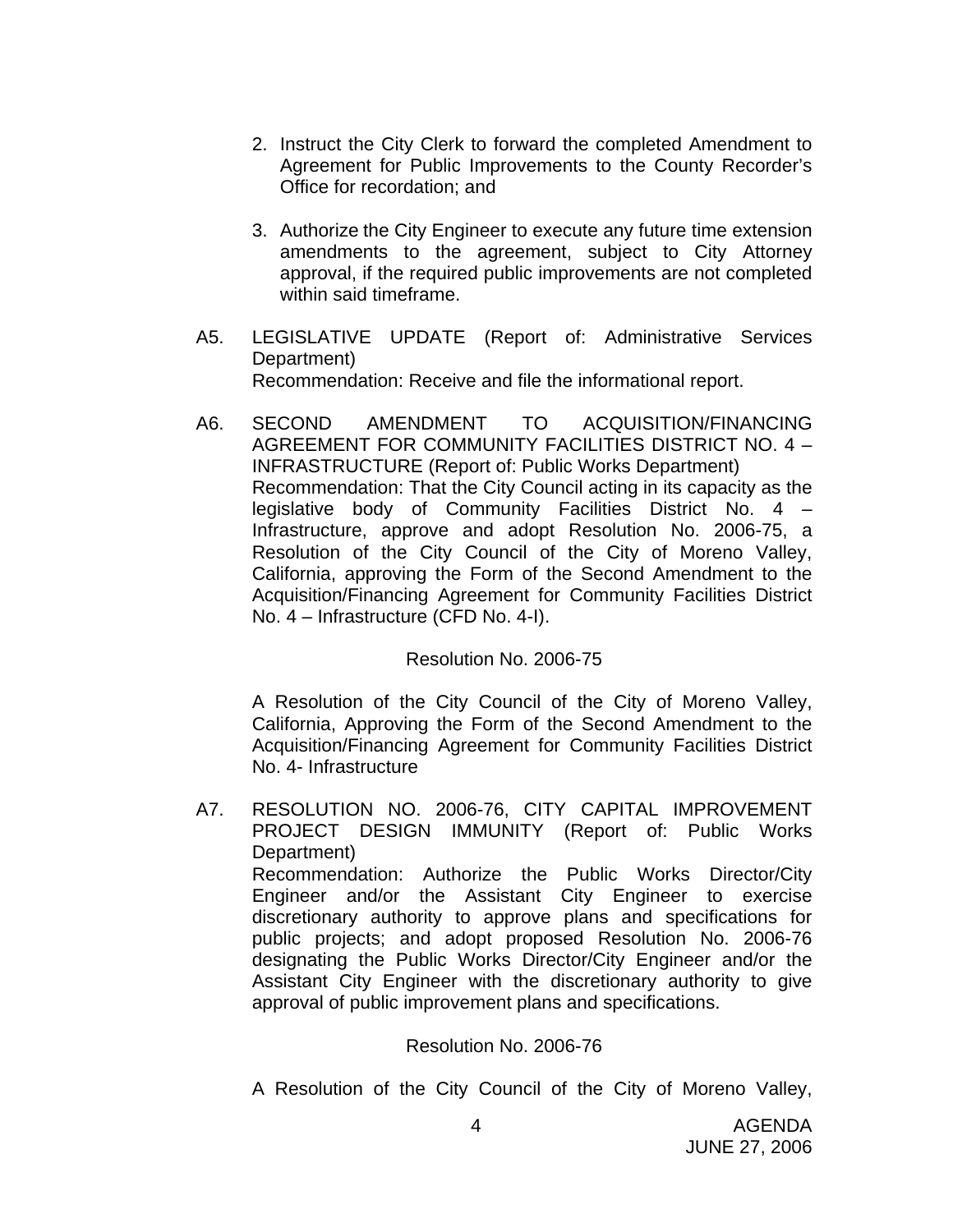2. Instruct the City Clerk to forward the completed Amendment to Agreement for Public Improvements to the County Recorder's Office for recordation; and

3. Authorize the City Engineer to execute any future time extension amendments to the agreement, subject to City Attorney approval, if the required public improvements are not completed within said timeframe.

A5. LEGISLATIVE UPDATE (Report of: Administrative Services Department)
Recommendation: Receive and file the informational report.

A6. SECOND AMENDMENT TO ACQUISITION/FINANCING AGREEMENT FOR COMMUNITY FACILITIES DISTRICT NO. 4 – INFRASTRUCTURE (Report of: Public Works Department)
Recommendation: That the City Council acting in its capacity as the legislative body of Community Facilities District No. 4 – Infrastructure, approve and adopt Resolution No. 2006-75, a Resolution of the City Council of the City of Moreno Valley, California, approving the Form of the Second Amendment to the Acquisition/Financing Agreement for Community Facilities District No. 4 – Infrastructure (CFD No. 4-I).

Resolution No. 2006-75

A Resolution of the City Council of the City of Moreno Valley, California, Approving the Form of the Second Amendment to the Acquisition/Financing Agreement for Community Facilities District No. 4- Infrastructure

A7. RESOLUTION NO. 2006-76, CITY CAPITAL IMPROVEMENT PROJECT DESIGN IMMUNITY (Report of: Public Works Department)
Recommendation: Authorize the Public Works Director/City Engineer and/or the Assistant City Engineer to exercise discretionary authority to approve plans and specifications for public projects; and adopt proposed Resolution No. 2006-76 designating the Public Works Director/City Engineer and/or the Assistant City Engineer with the discretionary authority to give approval of public improvement plans and specifications.

Resolution No. 2006-76

A Resolution of the City Council of the City of Moreno Valley,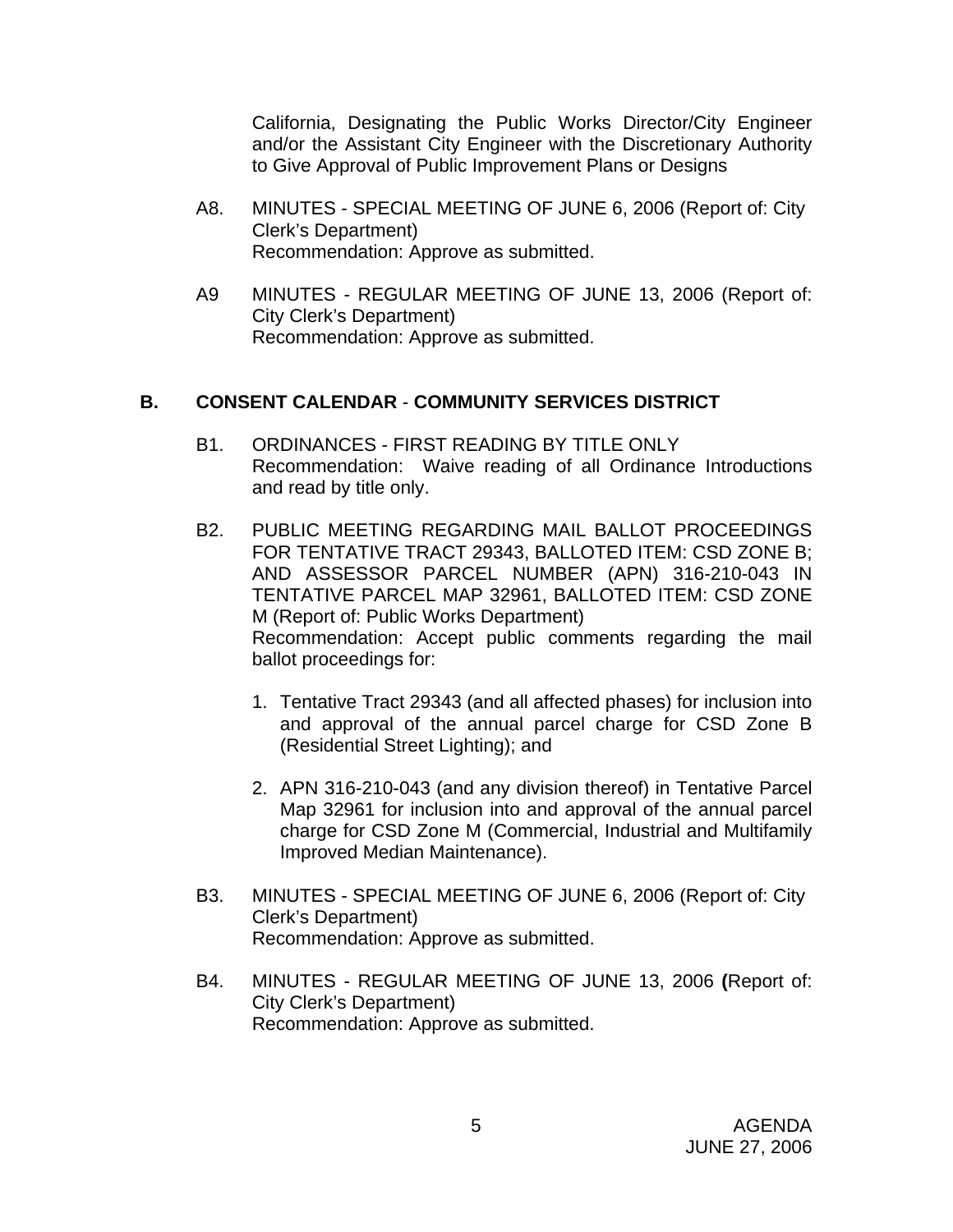California, Designating the Public Works Director/City Engineer and/or the Assistant City Engineer with the Discretionary Authority to Give Approval of Public Improvement Plans or Designs

A8. MINUTES - SPECIAL MEETING OF JUNE 6, 2006 (Report of: City Clerk's Department)
Recommendation: Approve as submitted.

A9 MINUTES - REGULAR MEETING OF JUNE 13, 2006 (Report of: City Clerk's Department)
Recommendation: Approve as submitted.

## B. CONSENT CALENDAR - COMMUNITY SERVICES DISTRICT

B1. ORDINANCES - FIRST READING BY TITLE ONLY
Recommendation: Waive reading of all Ordinance Introductions and read by title only.

B2. PUBLIC MEETING REGARDING MAIL BALLOT PROCEEDINGS FOR TENTATIVE TRACT 29343, BALLOTED ITEM: CSD ZONE B; AND ASSESSOR PARCEL NUMBER (APN) 316-210-043 IN TENTATIVE PARCEL MAP 32961, BALLOTED ITEM: CSD ZONE M (Report of: Public Works Department)
Recommendation: Accept public comments regarding the mail ballot proceedings for:

1. Tentative Tract 29343 (and all affected phases) for inclusion into and approval of the annual parcel charge for CSD Zone B (Residential Street Lighting); and

2. APN 316-210-043 (and any division thereof) in Tentative Parcel Map 32961 for inclusion into and approval of the annual parcel charge for CSD Zone M (Commercial, Industrial and Multifamily Improved Median Maintenance).

B3. MINUTES - SPECIAL MEETING OF JUNE 6, 2006 (Report of: City Clerk's Department)
Recommendation: Approve as submitted.

B4. MINUTES - REGULAR MEETING OF JUNE 13, 2006 **(**Report of: City Clerk's Department)
Recommendation: Approve as submitted.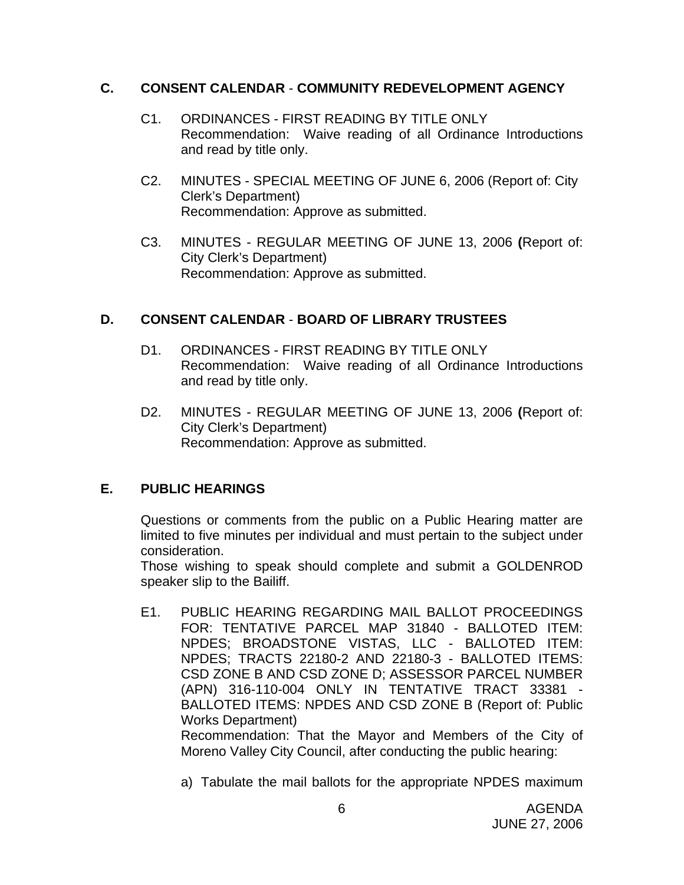## C. CONSENT CALENDAR - COMMUNITY REDEVELOPMENT AGENCY

C1. ORDINANCES - FIRST READING BY TITLE ONLY
Recommendation: Waive reading of all Ordinance Introductions and read by title only.

C2. MINUTES - SPECIAL MEETING OF JUNE 6, 2006 (Report of: City Clerk's Department)
Recommendation: Approve as submitted.

C3. MINUTES - REGULAR MEETING OF JUNE 13, 2006 **(**Report of: City Clerk's Department)
Recommendation: Approve as submitted.

## D. CONSENT CALENDAR - BOARD OF LIBRARY TRUSTEES

D1. ORDINANCES - FIRST READING BY TITLE ONLY
Recommendation: Waive reading of all Ordinance Introductions and read by title only.

D2. MINUTES - REGULAR MEETING OF JUNE 13, 2006 **(**Report of: City Clerk's Department)
Recommendation: Approve as submitted.

## E. PUBLIC HEARINGS

Questions or comments from the public on a Public Hearing matter are limited to five minutes per individual and must pertain to the subject under consideration.
Those wishing to speak should complete and submit a GOLDENROD speaker slip to the Bailiff.

E1. PUBLIC HEARING REGARDING MAIL BALLOT PROCEEDINGS FOR: TENTATIVE PARCEL MAP 31840 - BALLOTED ITEM: NPDES; BROADSTONE VISTAS, LLC - BALLOTED ITEM: NPDES; TRACTS 22180-2 AND 22180-3 - BALLOTED ITEMS: CSD ZONE B AND CSD ZONE D; ASSESSOR PARCEL NUMBER (APN) 316-110-004 ONLY IN TENTATIVE TRACT 33381 - BALLOTED ITEMS: NPDES AND CSD ZONE B (Report of: Public Works Department)
Recommendation: That the Mayor and Members of the City of Moreno Valley City Council, after conducting the public hearing:

a) Tabulate the mail ballots for the appropriate NPDES maximum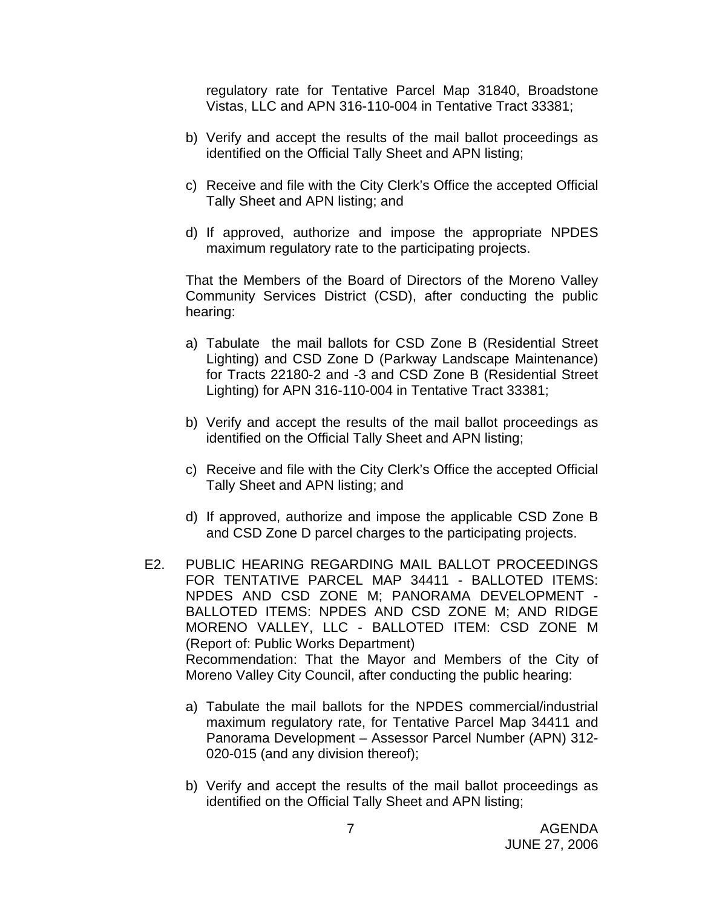regulatory rate for Tentative Parcel Map 31840, Broadstone Vistas, LLC and APN 316-110-004 in Tentative Tract 33381;

b) Verify and accept the results of the mail ballot proceedings as identified on the Official Tally Sheet and APN listing;

c) Receive and file with the City Clerk's Office the accepted Official Tally Sheet and APN listing; and

d) If approved, authorize and impose the appropriate NPDES maximum regulatory rate to the participating projects.

That the Members of the Board of Directors of the Moreno Valley Community Services District (CSD), after conducting the public hearing:

a) Tabulate the mail ballots for CSD Zone B (Residential Street Lighting) and CSD Zone D (Parkway Landscape Maintenance) for Tracts 22180-2 and -3 and CSD Zone B (Residential Street Lighting) for APN 316-110-004 in Tentative Tract 33381;

b) Verify and accept the results of the mail ballot proceedings as identified on the Official Tally Sheet and APN listing;

c) Receive and file with the City Clerk's Office the accepted Official Tally Sheet and APN listing; and

d) If approved, authorize and impose the applicable CSD Zone B and CSD Zone D parcel charges to the participating projects.

E2. PUBLIC HEARING REGARDING MAIL BALLOT PROCEEDINGS FOR TENTATIVE PARCEL MAP 34411 - BALLOTED ITEMS: NPDES AND CSD ZONE M; PANORAMA DEVELOPMENT - BALLOTED ITEMS: NPDES AND CSD ZONE M; AND RIDGE MORENO VALLEY, LLC - BALLOTED ITEM: CSD ZONE M (Report of: Public Works Department)
Recommendation: That the Mayor and Members of the City of Moreno Valley City Council, after conducting the public hearing:

a) Tabulate the mail ballots for the NPDES commercial/industrial maximum regulatory rate, for Tentative Parcel Map 34411 and Panorama Development – Assessor Parcel Number (APN) 312-020-015 (and any division thereof);

b) Verify and accept the results of the mail ballot proceedings as identified on the Official Tally Sheet and APN listing;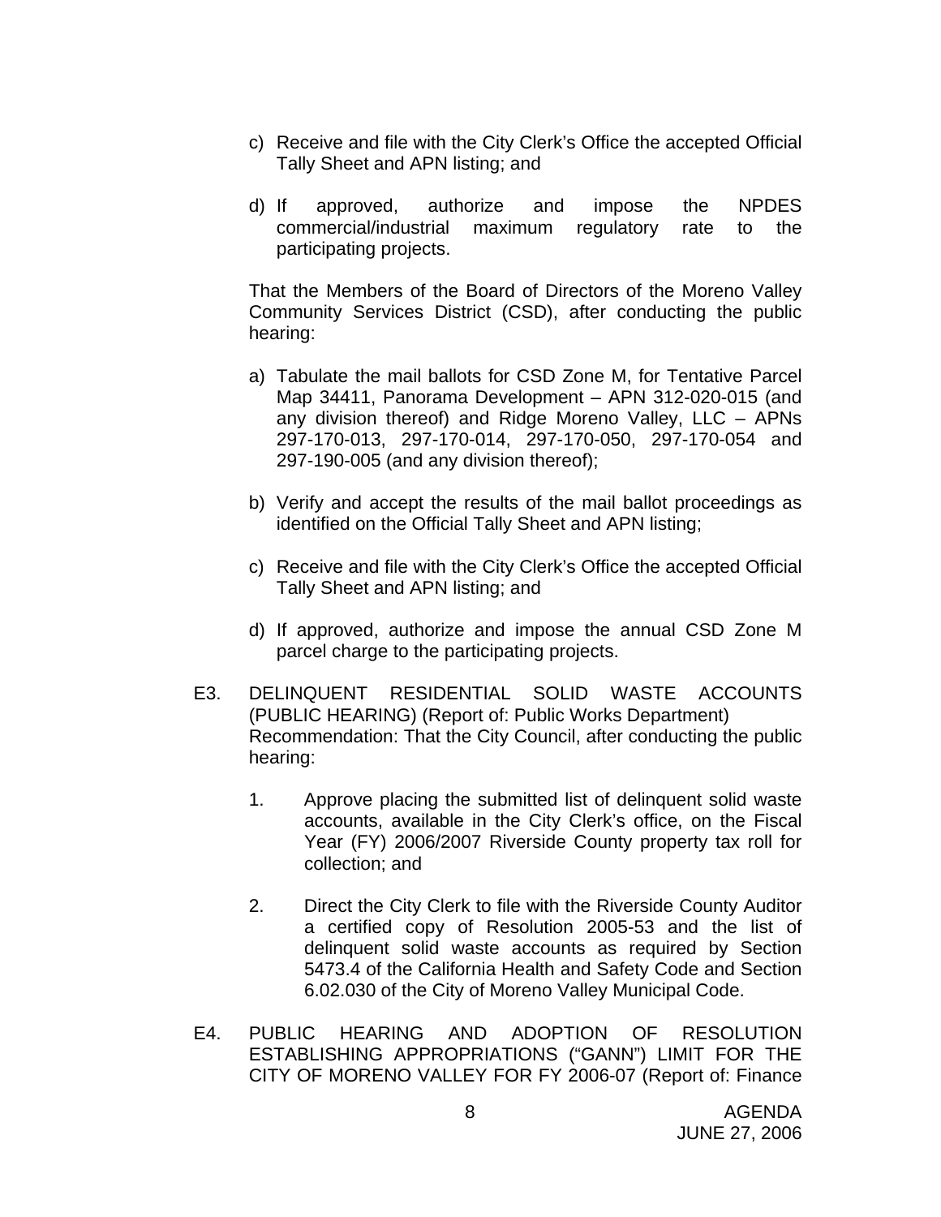c) Receive and file with the City Clerk's Office the accepted Official Tally Sheet and APN listing; and

d) If approved, authorize and impose the NPDES commercial/industrial maximum regulatory rate to the participating projects.

That the Members of the Board of Directors of the Moreno Valley Community Services District (CSD), after conducting the public hearing:

a) Tabulate the mail ballots for CSD Zone M, for Tentative Parcel Map 34411, Panorama Development – APN 312-020-015 (and any division thereof) and Ridge Moreno Valley, LLC – APNs 297-170-013, 297-170-014, 297-170-050, 297-170-054 and 297-190-005 (and any division thereof);

b) Verify and accept the results of the mail ballot proceedings as identified on the Official Tally Sheet and APN listing;

c) Receive and file with the City Clerk's Office the accepted Official Tally Sheet and APN listing; and

d) If approved, authorize and impose the annual CSD Zone M parcel charge to the participating projects.

E3. DELINQUENT RESIDENTIAL SOLID WASTE ACCOUNTS (PUBLIC HEARING) (Report of: Public Works Department)
Recommendation: That the City Council, after conducting the public hearing:

1. Approve placing the submitted list of delinquent solid waste accounts, available in the City Clerk's office, on the Fiscal Year (FY) 2006/2007 Riverside County property tax roll for collection; and

2. Direct the City Clerk to file with the Riverside County Auditor a certified copy of Resolution 2005-53 and the list of delinquent solid waste accounts as required by Section 5473.4 of the California Health and Safety Code and Section 6.02.030 of the City of Moreno Valley Municipal Code.

E4. PUBLIC HEARING AND ADOPTION OF RESOLUTION ESTABLISHING APPROPRIATIONS ("GANN") LIMIT FOR THE CITY OF MORENO VALLEY FOR FY 2006-07 (Report of: Finance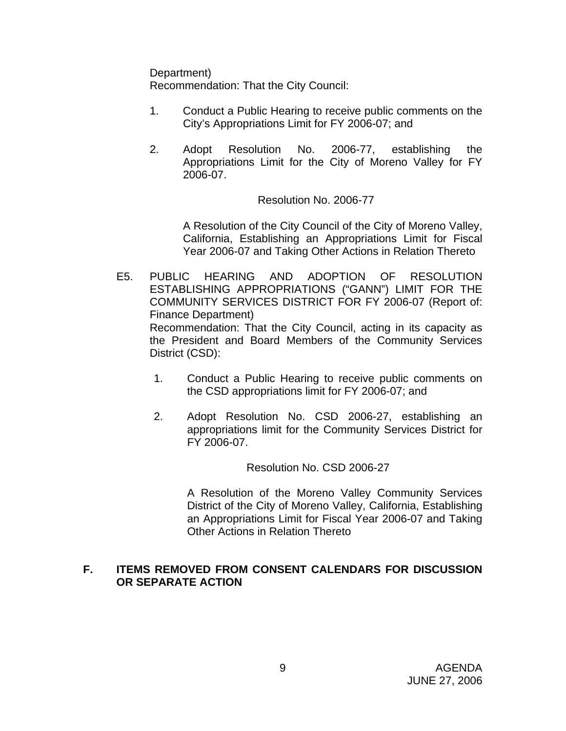Department)
Recommendation: That the City Council:

1. Conduct a Public Hearing to receive public comments on the City's Appropriations Limit for FY 2006-07; and

2. Adopt Resolution No. 2006-77, establishing the Appropriations Limit for the City of Moreno Valley for FY 2006-07.

Resolution No. 2006-77

A Resolution of the City Council of the City of Moreno Valley, California, Establishing an Appropriations Limit for Fiscal Year 2006-07 and Taking Other Actions in Relation Thereto

E5. PUBLIC HEARING AND ADOPTION OF RESOLUTION ESTABLISHING APPROPRIATIONS ("GANN") LIMIT FOR THE COMMUNITY SERVICES DISTRICT FOR FY 2006-07 (Report of: Finance Department)
Recommendation: That the City Council, acting in its capacity as the President and Board Members of the Community Services District (CSD):

1. Conduct a Public Hearing to receive public comments on the CSD appropriations limit for FY 2006-07; and

2. Adopt Resolution No. CSD 2006-27, establishing an appropriations limit for the Community Services District for FY 2006-07.

Resolution No. CSD 2006-27

A Resolution of the Moreno Valley Community Services District of the City of Moreno Valley, California, Establishing an Appropriations Limit for Fiscal Year 2006-07 and Taking Other Actions in Relation Thereto

## F. ITEMS REMOVED FROM CONSENT CALENDARS FOR DISCUSSION OR SEPARATE ACTION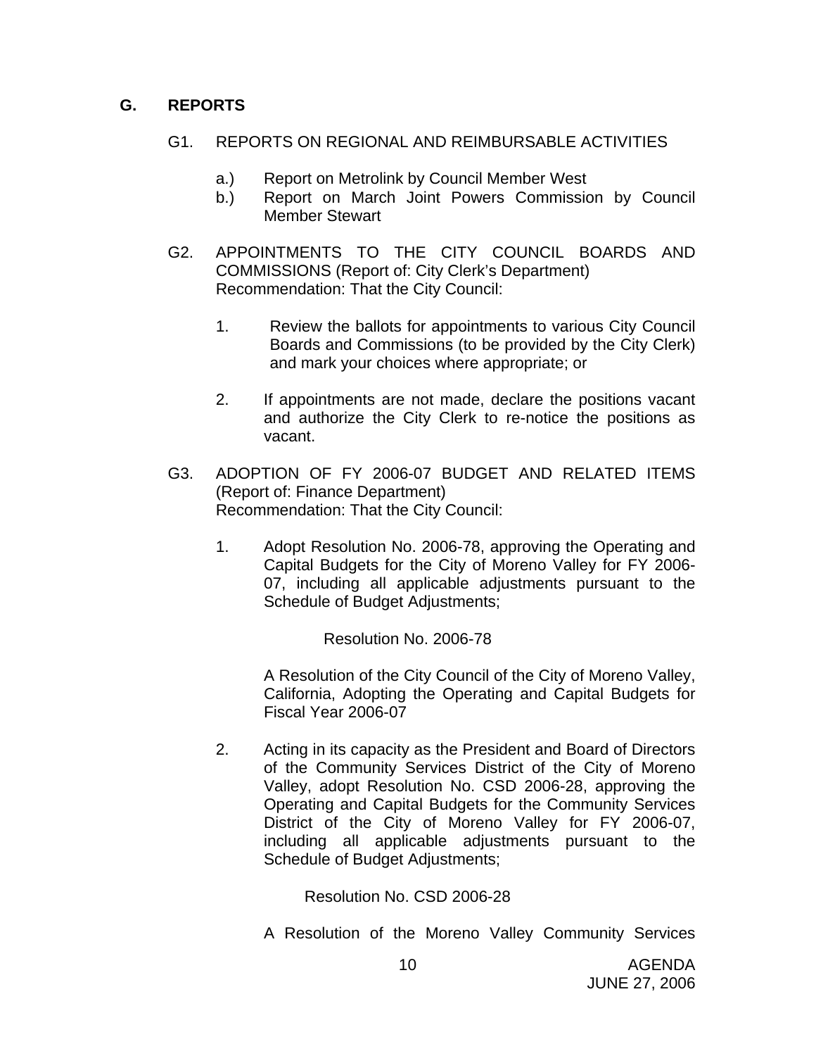## G. REPORTS

G1. REPORTS ON REGIONAL AND REIMBURSABLE ACTIVITIES

a.) Report on Metrolink by Council Member West

b.) Report on March Joint Powers Commission by Council Member Stewart

G2. APPOINTMENTS TO THE CITY COUNCIL BOARDS AND COMMISSIONS (Report of: City Clerk's Department)
Recommendation: That the City Council:

1. Review the ballots for appointments to various City Council Boards and Commissions (to be provided by the City Clerk) and mark your choices where appropriate; or

2. If appointments are not made, declare the positions vacant and authorize the City Clerk to re-notice the positions as vacant.

G3. ADOPTION OF FY 2006-07 BUDGET AND RELATED ITEMS (Report of: Finance Department)
Recommendation: That the City Council:

1. Adopt Resolution No. 2006-78, approving the Operating and Capital Budgets for the City of Moreno Valley for FY 2006-07, including all applicable adjustments pursuant to the Schedule of Budget Adjustments;

   Resolution No. 2006-78

   A Resolution of the City Council of the City of Moreno Valley, California, Adopting the Operating and Capital Budgets for Fiscal Year 2006-07

2. Acting in its capacity as the President and Board of Directors of the Community Services District of the City of Moreno Valley, adopt Resolution No. CSD 2006-28, approving the Operating and Capital Budgets for the Community Services District of the City of Moreno Valley for FY 2006-07, including all applicable adjustments pursuant to the Schedule of Budget Adjustments;

   Resolution No. CSD 2006-28

   A Resolution of the Moreno Valley Community Services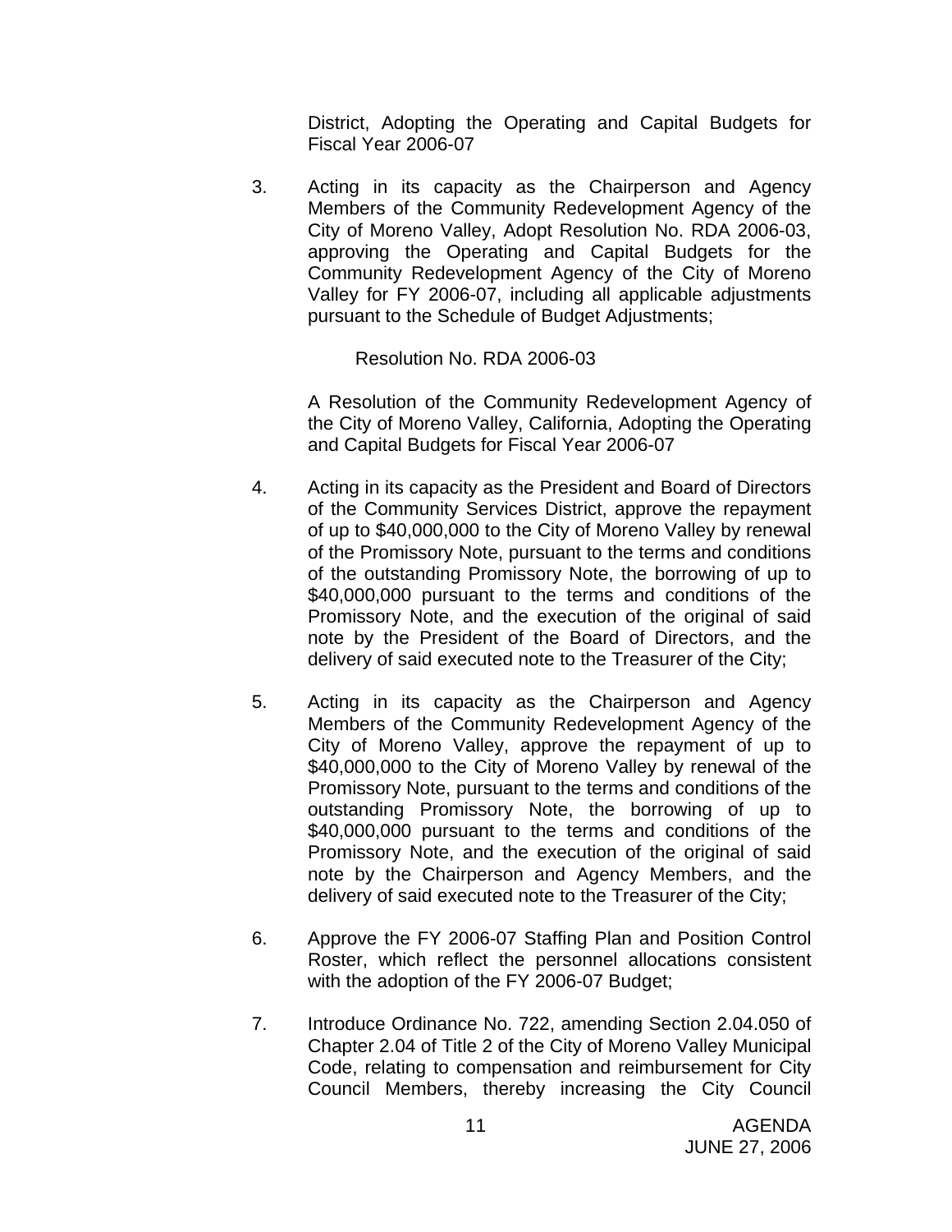District, Adopting the Operating and Capital Budgets for Fiscal Year 2006-07

3. Acting in its capacity as the Chairperson and Agency Members of the Community Redevelopment Agency of the City of Moreno Valley, Adopt Resolution No. RDA 2006-03, approving the Operating and Capital Budgets for the Community Redevelopment Agency of the City of Moreno Valley for FY 2006-07, including all applicable adjustments pursuant to the Schedule of Budget Adjustments;

   Resolution No. RDA 2006-03

   A Resolution of the Community Redevelopment Agency of the City of Moreno Valley, California, Adopting the Operating and Capital Budgets for Fiscal Year 2006-07

4. Acting in its capacity as the President and Board of Directors of the Community Services District, approve the repayment of up to $40,000,000 to the City of Moreno Valley by renewal of the Promissory Note, pursuant to the terms and conditions of the outstanding Promissory Note, the borrowing of up to $40,000,000 pursuant to the terms and conditions of the Promissory Note, and the execution of the original of said note by the President of the Board of Directors, and the delivery of said executed note to the Treasurer of the City;

5. Acting in its capacity as the Chairperson and Agency Members of the Community Redevelopment Agency of the City of Moreno Valley, approve the repayment of up to $40,000,000 to the City of Moreno Valley by renewal of the Promissory Note, pursuant to the terms and conditions of the outstanding Promissory Note, the borrowing of up to $40,000,000 pursuant to the terms and conditions of the Promissory Note, and the execution of the original of said note by the Chairperson and Agency Members, and the delivery of said executed note to the Treasurer of the City;

6. Approve the FY 2006-07 Staffing Plan and Position Control Roster, which reflect the personnel allocations consistent with the adoption of the FY 2006-07 Budget;

7. Introduce Ordinance No. 722, amending Section 2.04.050 of Chapter 2.04 of Title 2 of the City of Moreno Valley Municipal Code, relating to compensation and reimbursement for City Council Members, thereby increasing the City Council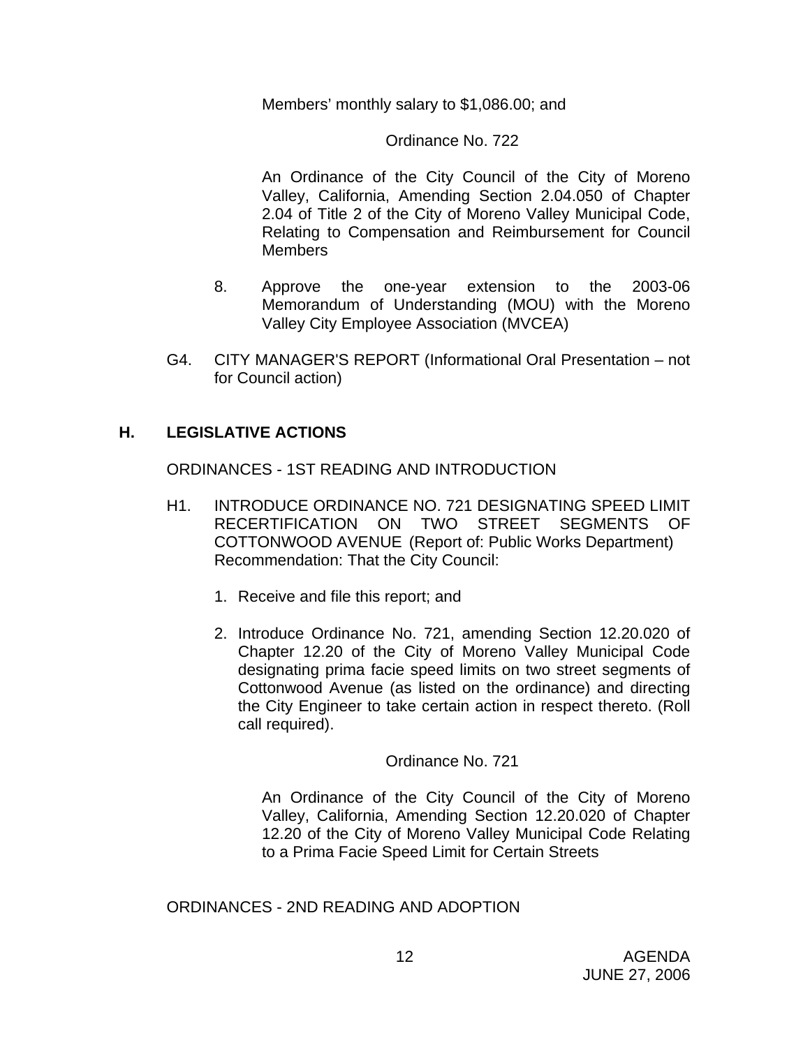Members' monthly salary to $1,086.00; and

Ordinance No. 722

An Ordinance of the City Council of the City of Moreno Valley, California, Amending Section 2.04.050 of Chapter 2.04 of Title 2 of the City of Moreno Valley Municipal Code, Relating to Compensation and Reimbursement for Council Members

8. Approve the one-year extension to the 2003-06 Memorandum of Understanding (MOU) with the Moreno Valley City Employee Association (MVCEA)

G4. CITY MANAGER'S REPORT (Informational Oral Presentation – not for Council action)

## H. LEGISLATIVE ACTIONS

ORDINANCES - 1ST READING AND INTRODUCTION

H1. INTRODUCE ORDINANCE NO. 721 DESIGNATING SPEED LIMIT RECERTIFICATION ON TWO STREET SEGMENTS OF COTTONWOOD AVENUE (Report of: Public Works Department)
Recommendation: That the City Council:

1. Receive and file this report; and

2. Introduce Ordinance No. 721, amending Section 12.20.020 of Chapter 12.20 of the City of Moreno Valley Municipal Code designating prima facie speed limits on two street segments of Cottonwood Avenue (as listed on the ordinance) and directing the City Engineer to take certain action in respect thereto. (Roll call required).

Ordinance No. 721

An Ordinance of the City Council of the City of Moreno Valley, California, Amending Section 12.20.020 of Chapter 12.20 of the City of Moreno Valley Municipal Code Relating to a Prima Facie Speed Limit for Certain Streets

ORDINANCES - 2ND READING AND ADOPTION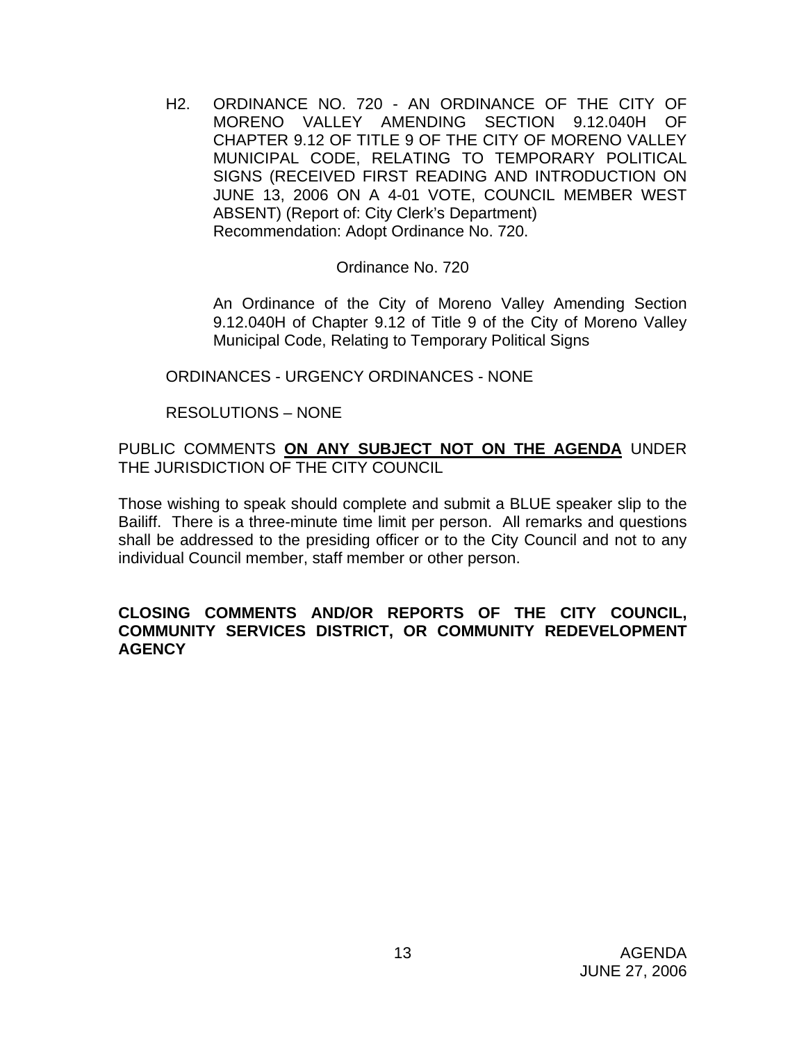H2. ORDINANCE NO. 720 - AN ORDINANCE OF THE CITY OF MORENO VALLEY AMENDING SECTION 9.12.040H OF CHAPTER 9.12 OF TITLE 9 OF THE CITY OF MORENO VALLEY MUNICIPAL CODE, RELATING TO TEMPORARY POLITICAL SIGNS (RECEIVED FIRST READING AND INTRODUCTION ON JUNE 13, 2006 ON A 4-01 VOTE, COUNCIL MEMBER WEST ABSENT) (Report of: City Clerk's Department)
Recommendation: Adopt Ordinance No. 720.

Ordinance No. 720

An Ordinance of the City of Moreno Valley Amending Section 9.12.040H of Chapter 9.12 of Title 9 of the City of Moreno Valley Municipal Code, Relating to Temporary Political Signs

ORDINANCES - URGENCY ORDINANCES - NONE

RESOLUTIONS – NONE

PUBLIC COMMENTS **ON ANY SUBJECT NOT ON THE AGENDA** UNDER THE JURISDICTION OF THE CITY COUNCIL

Those wishing to speak should complete and submit a BLUE speaker slip to the Bailiff. There is a three-minute time limit per person. All remarks and questions shall be addressed to the presiding officer or to the City Council and not to any individual Council member, staff member or other person.

**CLOSING COMMENTS AND/OR REPORTS OF THE CITY COUNCIL, COMMUNITY SERVICES DISTRICT, OR COMMUNITY REDEVELOPMENT AGENCY**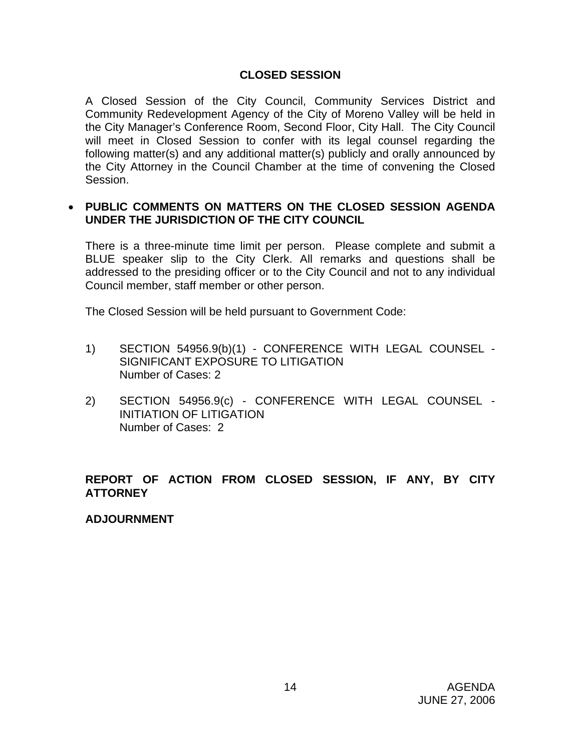## CLOSED SESSION

A Closed Session of the City Council, Community Services District and Community Redevelopment Agency of the City of Moreno Valley will be held in the City Manager's Conference Room, Second Floor, City Hall. The City Council will meet in Closed Session to confer with its legal counsel regarding the following matter(s) and any additional matter(s) publicly and orally announced by the City Attorney in the Council Chamber at the time of convening the Closed Session.

- **PUBLIC COMMENTS ON MATTERS ON THE CLOSED SESSION AGENDA UNDER THE JURISDICTION OF THE CITY COUNCIL**

  There is a three-minute time limit per person. Please complete and submit a BLUE speaker slip to the City Clerk. All remarks and questions shall be addressed to the presiding officer or to the City Council and not to any individual Council member, staff member or other person.

  The Closed Session will be held pursuant to Government Code:

  1) SECTION 54956.9(b)(1) - CONFERENCE WITH LEGAL COUNSEL - SIGNIFICANT EXPOSURE TO LITIGATION
     Number of Cases: 2

  2) SECTION 54956.9(c) - CONFERENCE WITH LEGAL COUNSEL - INITIATION OF LITIGATION
     Number of Cases: 2

**REPORT OF ACTION FROM CLOSED SESSION, IF ANY, BY CITY ATTORNEY**

**ADJOURNMENT**